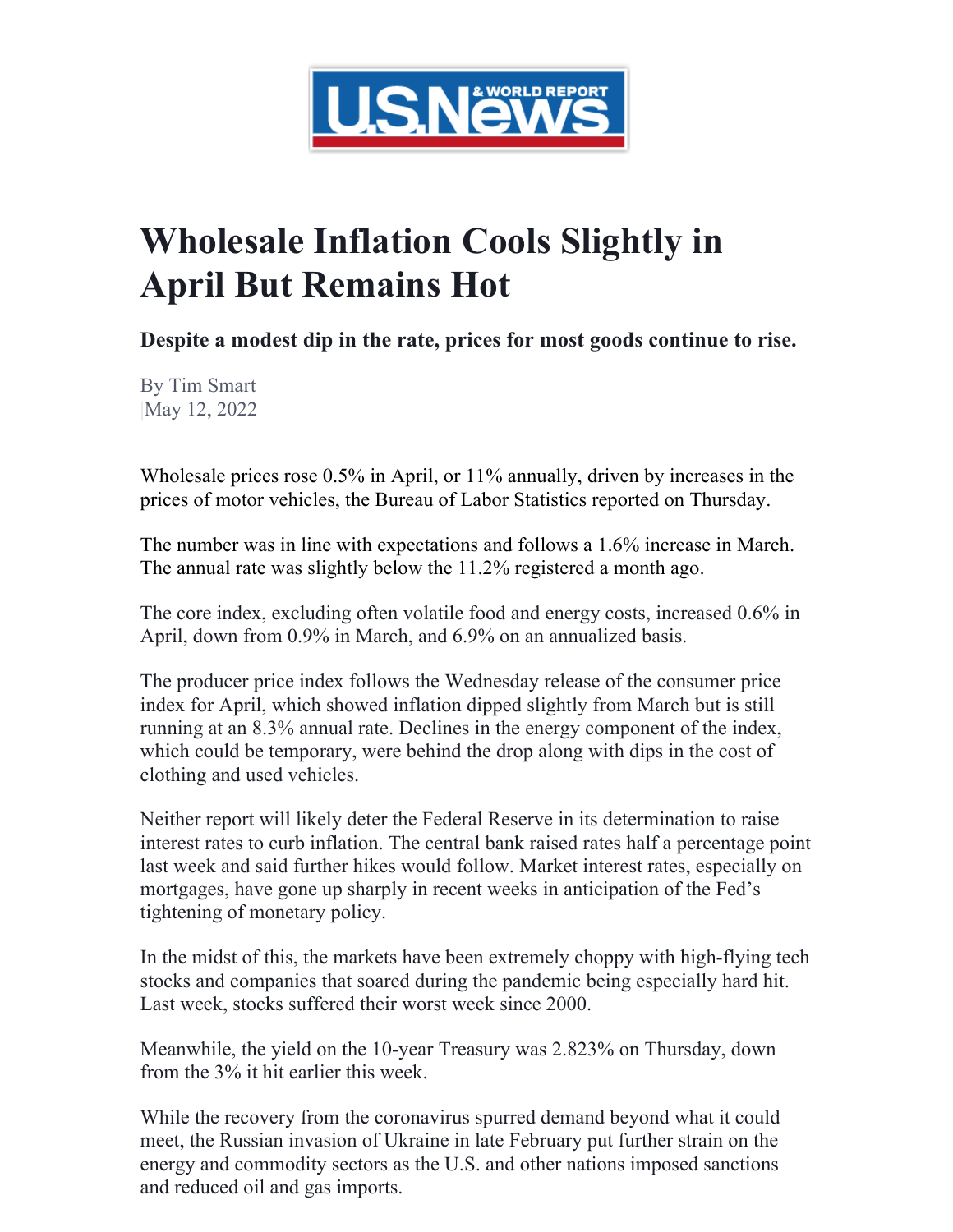# Wholesale Inflation Cools Slightly in April But Remains Hot

**Despite a modest dip in the rate, prices for most goods continue to rise.**

By Tim Smart
May 12, 2022

Wholesale prices rose 0.5% in April, or 11% annually, driven by increases in the prices of motor vehicles, the Bureau of Labor Statistics reported on Thursday.

The number was in line with expectations and follows a 1.6% increase in March. The annual rate was slightly below the 11.2% registered a month ago.

The core index, excluding often volatile food and energy costs, increased 0.6% in April, down from 0.9% in March, and 6.9% on an annualized basis.

The producer price index follows the Wednesday release of the consumer price index for April, which showed inflation dipped slightly from March but is still running at an 8.3% annual rate. Declines in the energy component of the index, which could be temporary, were behind the drop along with dips in the cost of clothing and used vehicles.

Neither report will likely deter the Federal Reserve in its determination to raise interest rates to curb inflation. The central bank raised rates half a percentage point last week and said further hikes would follow. Market interest rates, especially on mortgages, have gone up sharply in recent weeks in anticipation of the Fed's tightening of monetary policy.

In the midst of this, the markets have been extremely choppy with high-flying tech stocks and companies that soared during the pandemic being especially hard hit. Last week, stocks suffered their worst week since 2000.

Meanwhile, the yield on the 10-year Treasury was 2.823% on Thursday, down from the 3% it hit earlier this week.

While the recovery from the coronavirus spurred demand beyond what it could meet, the Russian invasion of Ukraine in late February put further strain on the energy and commodity sectors as the U.S. and other nations imposed sanctions and reduced oil and gas imports.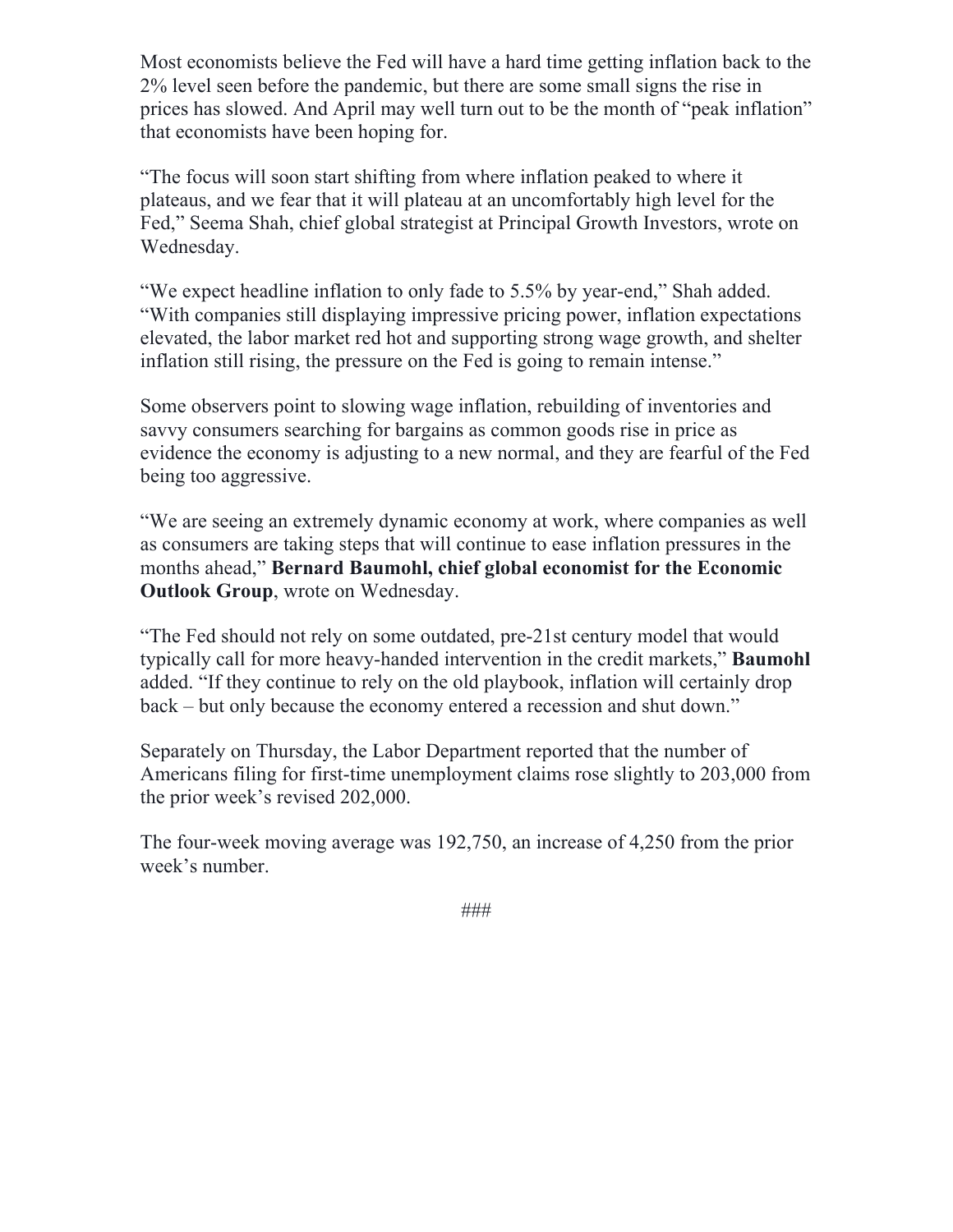Most economists believe the Fed will have a hard time getting inflation back to the 2% level seen before the pandemic, but there are some small signs the rise in prices has slowed. And April may well turn out to be the month of "peak inflation" that economists have been hoping for.

"The focus will soon start shifting from where inflation peaked to where it plateaus, and we fear that it will plateau at an uncomfortably high level for the Fed," Seema Shah, chief global strategist at Principal Growth Investors, wrote on Wednesday.

"We expect headline inflation to only fade to 5.5% by year-end," Shah added. "With companies still displaying impressive pricing power, inflation expectations elevated, the labor market red hot and supporting strong wage growth, and shelter inflation still rising, the pressure on the Fed is going to remain intense."

Some observers point to slowing wage inflation, rebuilding of inventories and savvy consumers searching for bargains as common goods rise in price as evidence the economy is adjusting to a new normal, and they are fearful of the Fed being too aggressive.

"We are seeing an extremely dynamic economy at work, where companies as well as consumers are taking steps that will continue to ease inflation pressures in the months ahead," **Bernard Baumohl, chief global economist for the Economic Outlook Group**, wrote on Wednesday.

"The Fed should not rely on some outdated, pre-21st century model that would typically call for more heavy-handed intervention in the credit markets," **Baumohl** added. "If they continue to rely on the old playbook, inflation will certainly drop back – but only because the economy entered a recession and shut down."

Separately on Thursday, the Labor Department reported that the number of Americans filing for first-time unemployment claims rose slightly to 203,000 from the prior week's revised 202,000.

The four-week moving average was 192,750, an increase of 4,250 from the prior week's number.

###